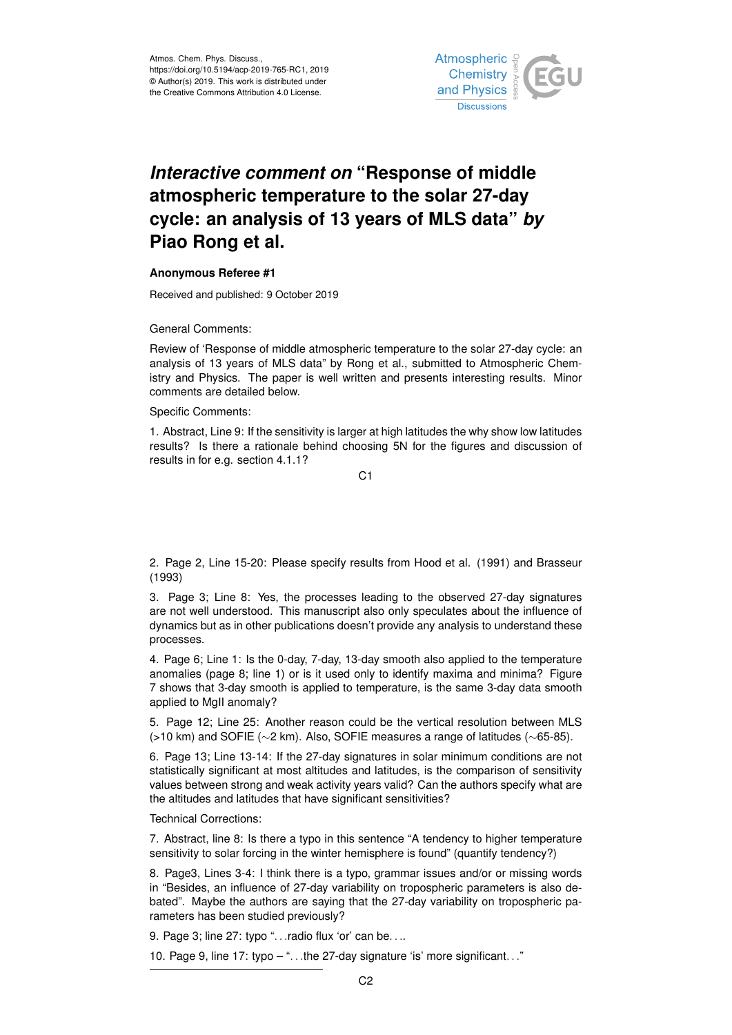# *Interactive comment on* "Response of middle atmospheric temperature to the solar 27-day cycle: an analysis of 13 years of MLS data" *by* Piao Rong et al.

**Anonymous Referee #1**

Received and published: 9 October 2019

General Comments:

Review of 'Response of middle atmospheric temperature to the solar 27-day cycle: an analysis of 13 years of MLS data" by Rong et al., submitted to Atmospheric Chemistry and Physics. The paper is well written and presents interesting results. Minor comments are detailed below.

Specific Comments:

1. Abstract, Line 9: If the sensitivity is larger at high latitudes the why show low latitudes results? Is there a rationale behind choosing 5N for the figures and discussion of results in for e.g. section 4.1.1?

2. Page 2, Line 15-20: Please specify results from Hood et al. (1991) and Brasseur (1993)

3. Page 3; Line 8: Yes, the processes leading to the observed 27-day signatures are not well understood. This manuscript also only speculates about the influence of dynamics but as in other publications doesn't provide any analysis to understand these processes.

4. Page 6; Line 1: Is the 0-day, 7-day, 13-day smooth also applied to the temperature anomalies (page 8; line 1) or is it used only to identify maxima and minima? Figure 7 shows that 3-day smooth is applied to temperature, is the same 3-day data smooth applied to MgII anomaly?

5. Page 12; Line 25: Another reason could be the vertical resolution between MLS (>10 km) and SOFIE (~2 km). Also, SOFIE measures a range of latitudes (~65-85).

6. Page 13; Line 13-14: If the 27-day signatures in solar minimum conditions are not statistically significant at most altitudes and latitudes, is the comparison of sensitivity values between strong and weak activity years valid? Can the authors specify what are the altitudes and latitudes that have significant sensitivities?

Technical Corrections:

7. Abstract, line 8: Is there a typo in this sentence "A tendency to higher temperature sensitivity to solar forcing in the winter hemisphere is found" (quantify tendency?)

8. Page3, Lines 3-4: I think there is a typo, grammar issues and/or or missing words in "Besides, an influence of 27-day variability on tropospheric parameters is also debated". Maybe the authors are saying that the 27-day variability on tropospheric parameters has been studied previously?

9. Page 3; line 27: typo "...radio flux 'or' can be....

10. Page 9, line 17: typo – "...the 27-day signature 'is' more significant..."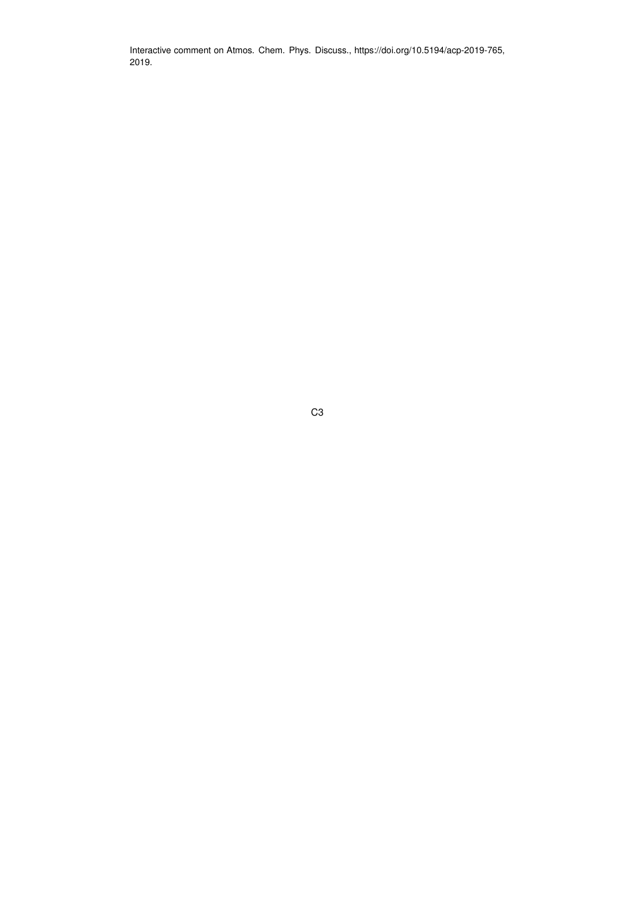Interactive comment on Atmos. Chem. Phys. Discuss., https://doi.org/10.5194/acp-2019-765, 2019.